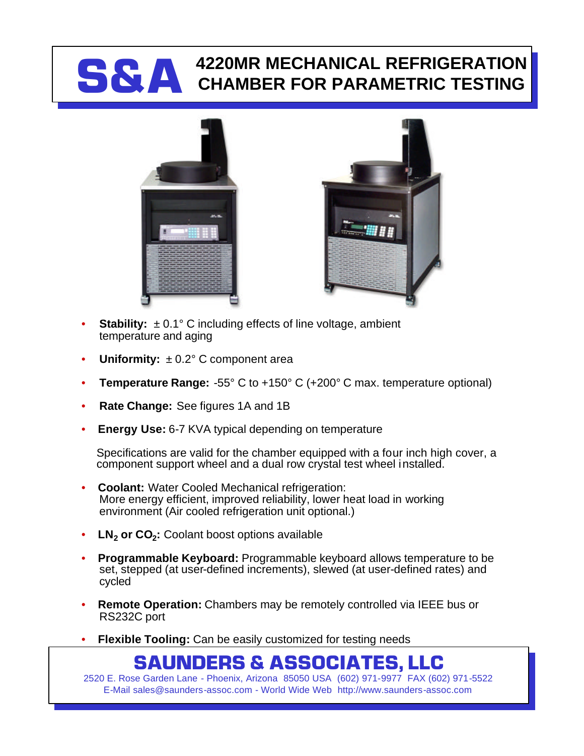# S&A 4220MR MECHANICAL REFRIGERATION CHAMBER FOR PARAMETRIC TESTING

- **Stability:** ± 0.1° C including effects of line voltage, ambient temperature and aging
- **Uniformity:** ± 0.2° C component area
- **Temperature Range:** -55° C to +150° C (+200° C max. temperature optional)
- **Rate Change:** See figures 1A and 1B
- **Energy Use:** 6-7 KVA typical depending on temperature

Specifications are valid for the chamber equipped with a four inch high cover, a component support wheel and a dual row crystal test wheel installed.

- **Coolant:** Water Cooled Mechanical refrigeration: More energy efficient, improved reliability, lower heat load in working environment (Air cooled refrigeration unit optional.)
- **$LN_2$ or $CO_2$:** Coolant boost options available
- **Programmable Keyboard:** Programmable keyboard allows temperature to be set, stepped (at user-defined increments), slewed (at user-defined rates) and cycled
- **Remote Operation:** Chambers may be remotely controlled via IEEE bus or RS232C port
- **Flexible Tooling:** Can be easily customized for testing needs

## SAUNDERS & ASSOCIATES, LLC

2520 E. Rose Garden Lane - Phoenix, Arizona 85050 USA (602) 971-9977 FAX (602) 971-5522
E-Mail sales@saunders-assoc.com - World Wide Web http://www.saunders-assoc.com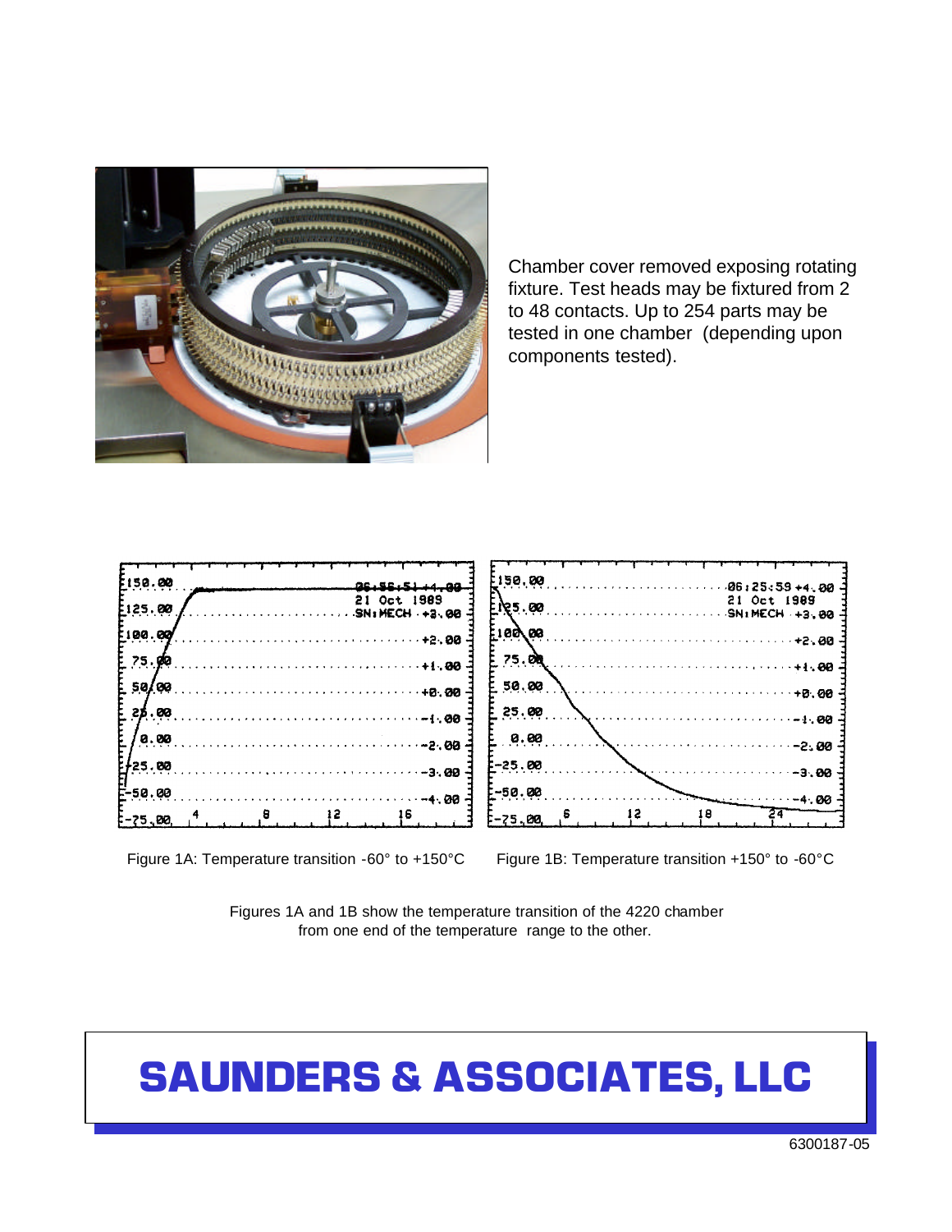Chamber cover removed exposing rotating fixture. Test heads may be fixtured from 2 to 48 contacts. Up to 254 parts may be tested in one chamber (depending upon components tested).

150.00
125.00
100.00
75.00
50.00
25.00
0.00
-25.00
-50.00
-75.00
4
8
12
16
06:55:51 +4.00
21 Oct 1989
SN: MECH +3.00
+2.00
+1.00
+0.00
-1.00
-2.00
-3.00
-4.00

Figure 1A: Temperature transition -60° to +150°C

150.00
125.00
100.00
75.00
50.00
25.00
0.00
-25.00
-50.00
-75.00
6
12
18
24
06:25:59 +4.00
21 Oct 1989
SN: MECH +3.00
+2.00
+1.00
+0.00
-1.00
-2.00
-3.00
-4.00

Figure 1B: Temperature transition +150° to -60°C

Figures 1A and 1B show the temperature transition of the 4220 chamber from one end of the temperature range to the other.

# SAUNDERS & ASSOCIATES, LLC

6300187-05